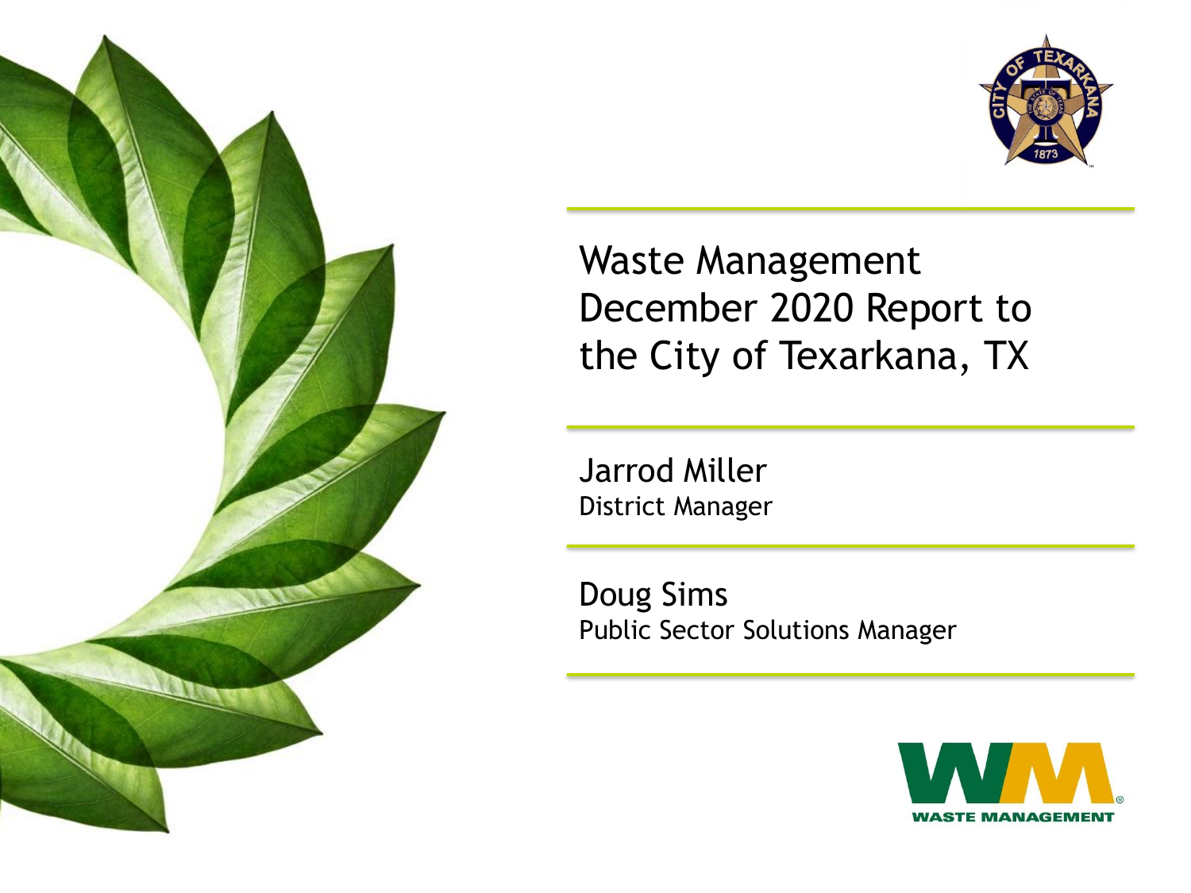# Waste Management December 2020 Report to the City of Texarkana, TX

Jarrod Miller
District Manager

Doug Sims
Public Sector Solutions Manager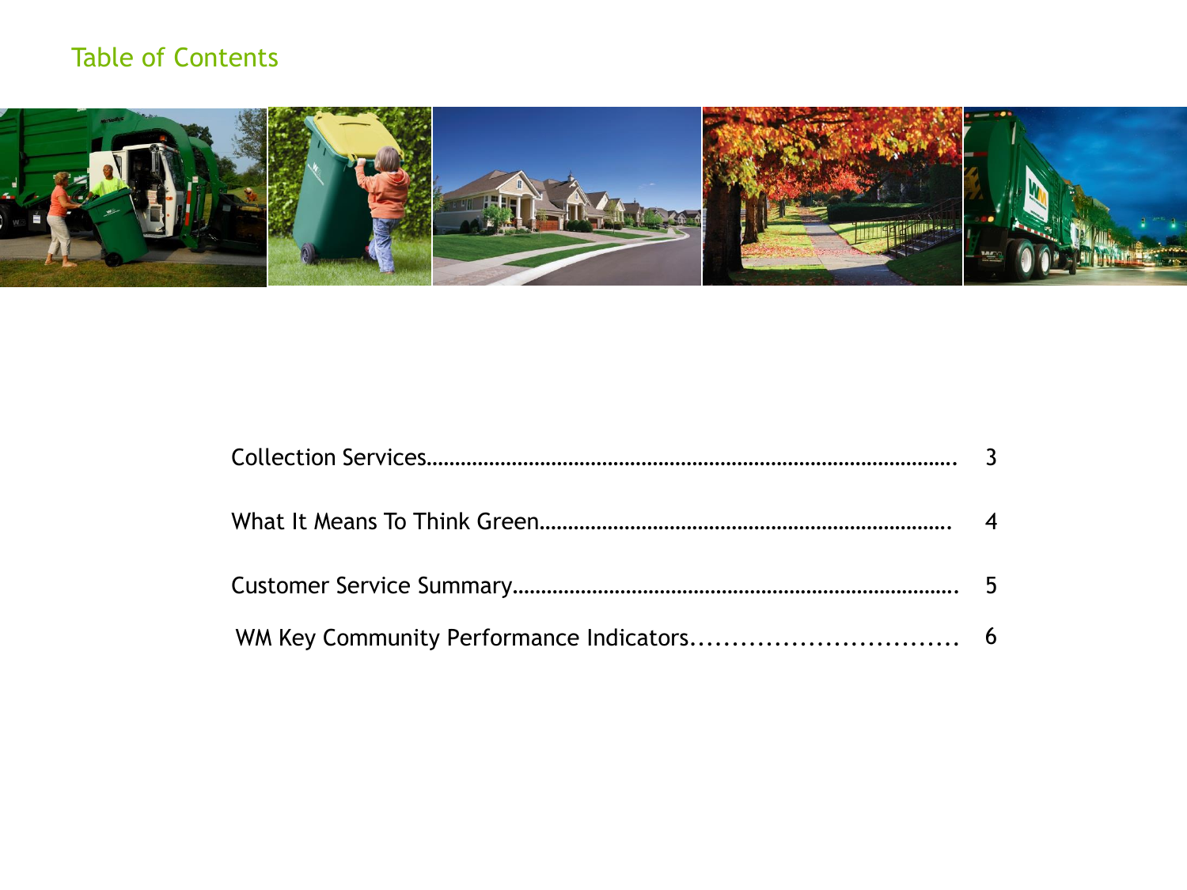# Table of Contents

Collection Services………………………………………………………………………… 3

What It Means To Think Green………………………………………………………… 4

Customer Service Summary……………………………………………………………… 5

WM Key Community Performance Indicators............................... 6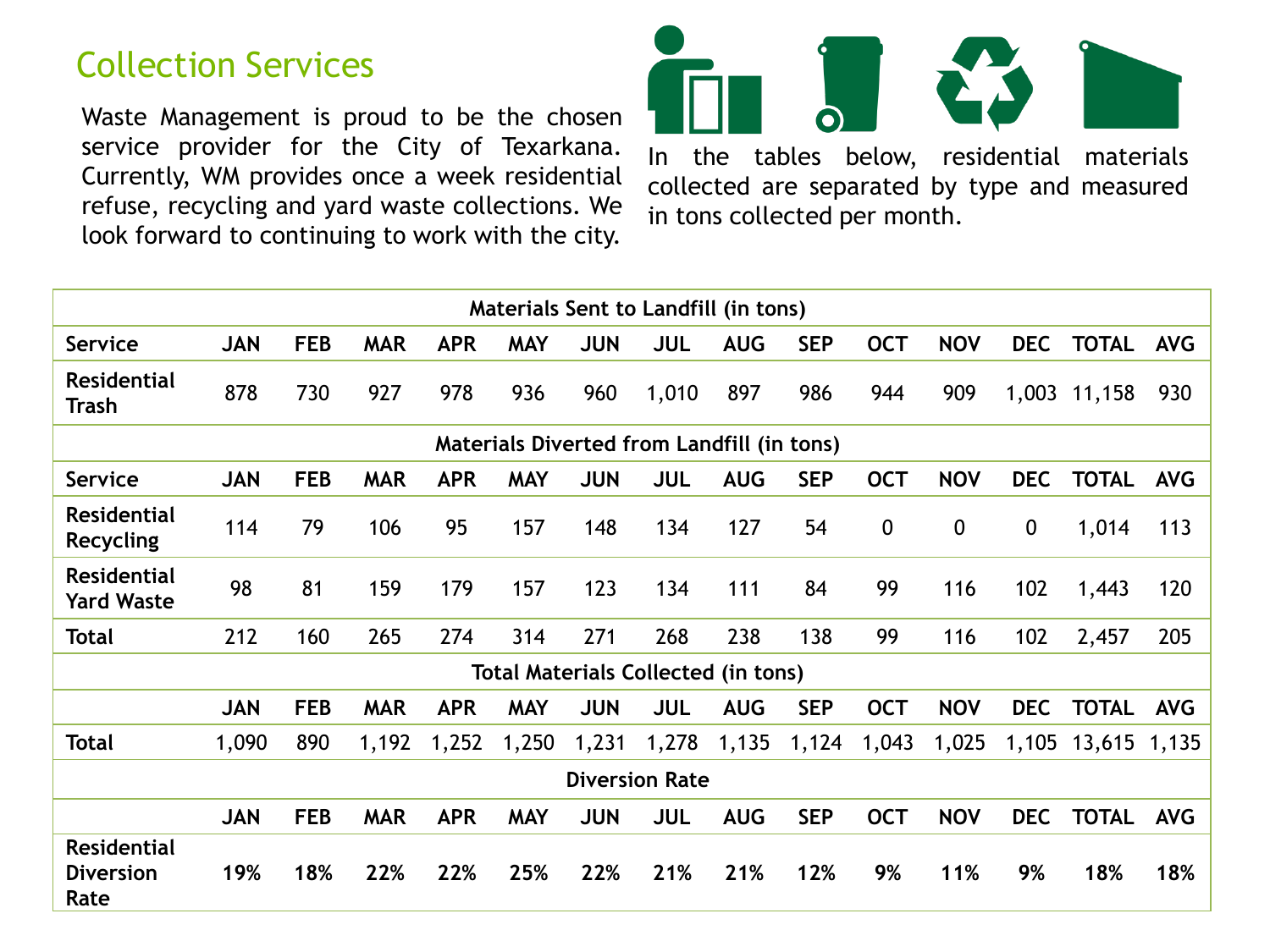## Collection Services

Waste Management is proud to be the chosen service provider for the City of Texarkana. Currently, WM provides once a week residential refuse, recycling and yard waste collections. We look forward to continuing to work with the city.

In the tables below, residential materials collected are separated by type and measured in tons collected per month.

| Materials Sent to Landfill (in tons) | | | | | | | | | | | | | | |
|---|---|---|---|---|---|---|---|---|---|---|---|---|---|---|
| **Service** | **JAN** | **FEB** | **MAR** | **APR** | **MAY** | **JUN** | **JUL** | **AUG** | **SEP** | **OCT** | **NOV** | **DEC** | **TOTAL** | **AVG** |
| **Residential Trash** | 878 | 730 | 927 | 978 | 936 | 960 | 1,010 | 897 | 986 | 944 | 909 | 1,003 | 11,158 | 930 |
| **Materials Diverted from Landfill (in tons)** | | | | | | | | | | | | | | |
| **Service** | **JAN** | **FEB** | **MAR** | **APR** | **MAY** | **JUN** | **JUL** | **AUG** | **SEP** | **OCT** | **NOV** | **DEC** | **TOTAL** | **AVG** |
| **Residential Recycling** | 114 | 79 | 106 | 95 | 157 | 148 | 134 | 127 | 54 | 0 | 0 | 0 | 1,014 | 113 |
| **Residential Yard Waste** | 98 | 81 | 159 | 179 | 157 | 123 | 134 | 111 | 84 | 99 | 116 | 102 | 1,443 | 120 |
| **Total** | 212 | 160 | 265 | 274 | 314 | 271 | 268 | 238 | 138 | 99 | 116 | 102 | 2,457 | 205 |
| **Total Materials Collected (in tons)** | | | | | | | | | | | | | | |
| | **JAN** | **FEB** | **MAR** | **APR** | **MAY** | **JUN** | **JUL** | **AUG** | **SEP** | **OCT** | **NOV** | **DEC** | **TOTAL** | **AVG** |
| **Total** | 1,090 | 890 | 1,192 | 1,252 | 1,250 | 1,231 | 1,278 | 1,135 | 1,124 | 1,043 | 1,025 | 1,105 | 13,615 | 1,135 |
| **Diversion Rate** | | | | | | | | | | | | | | |
| | **JAN** | **FEB** | **MAR** | **APR** | **MAY** | **JUN** | **JUL** | **AUG** | **SEP** | **OCT** | **NOV** | **DEC** | **TOTAL** | **AVG** |
| **Residential Diversion Rate** | **19%** | **18%** | **22%** | **22%** | **25%** | **22%** | **21%** | **21%** | **12%** | **9%** | **11%** | **9%** | **18%** | **18%** |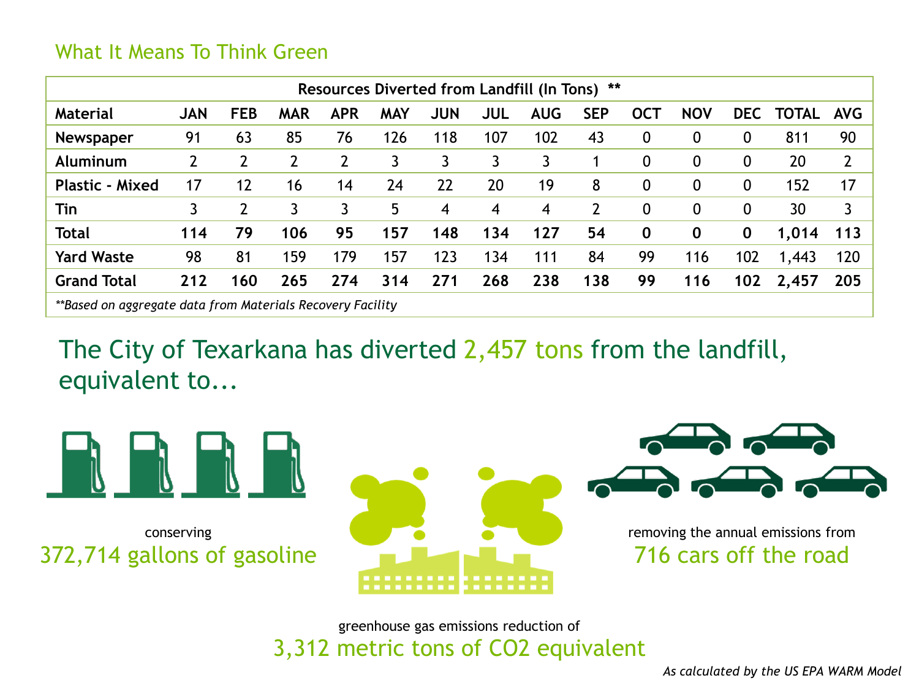## What It Means To Think Green

| Resources Diverted from Landfill (In Tons) ** | | | | | | | | | | | | | | |
|---|---|---|---|---|---|---|---|---|---|---|---|---|---|---|
| **Material** | **JAN** | **FEB** | **MAR** | **APR** | **MAY** | **JUN** | **JUL** | **AUG** | **SEP** | **OCT** | **NOV** | **DEC** | **TOTAL** | **AVG** |
| **Newspaper** | 91 | 63 | 85 | 76 | 126 | 118 | 107 | 102 | 43 | 0 | 0 | 0 | 811 | 90 |
| **Aluminum** | 2 | 2 | 2 | 2 | 3 | 3 | 3 | 3 | 1 | 0 | 0 | 0 | 20 | 2 |
| **Plastic - Mixed** | 17 | 12 | 16 | 14 | 24 | 22 | 20 | 19 | 8 | 0 | 0 | 0 | 152 | 17 |
| **Tin** | 3 | 2 | 3 | 3 | 5 | 4 | 4 | 4 | 2 | 0 | 0 | 0 | 30 | 3 |
| **Total** | **114** | **79** | **106** | **95** | **157** | **148** | **134** | **127** | **54** | **0** | **0** | **0** | **1,014** | **113** |
| **Yard Waste** | 98 | 81 | 159 | 179 | 157 | 123 | 134 | 111 | 84 | 99 | 116 | 102 | 1,443 | 120 |
| **Grand Total** | **212** | **160** | **265** | **274** | **314** | **271** | **268** | **238** | **138** | **99** | **116** | **102** | **2,457** | **205** |

*\*\*Based on aggregate data from Materials Recovery Facility*

## The City of Texarkana has diverted 2,457 tons from the landfill, equivalent to...

conserving
**372,714 gallons of gasoline**

removing the annual emissions from
**716 cars off the road**

greenhouse gas emissions reduction of
**3,312 metric tons of $CO_2$ equivalent**

*As calculated by the US EPA WARM Model*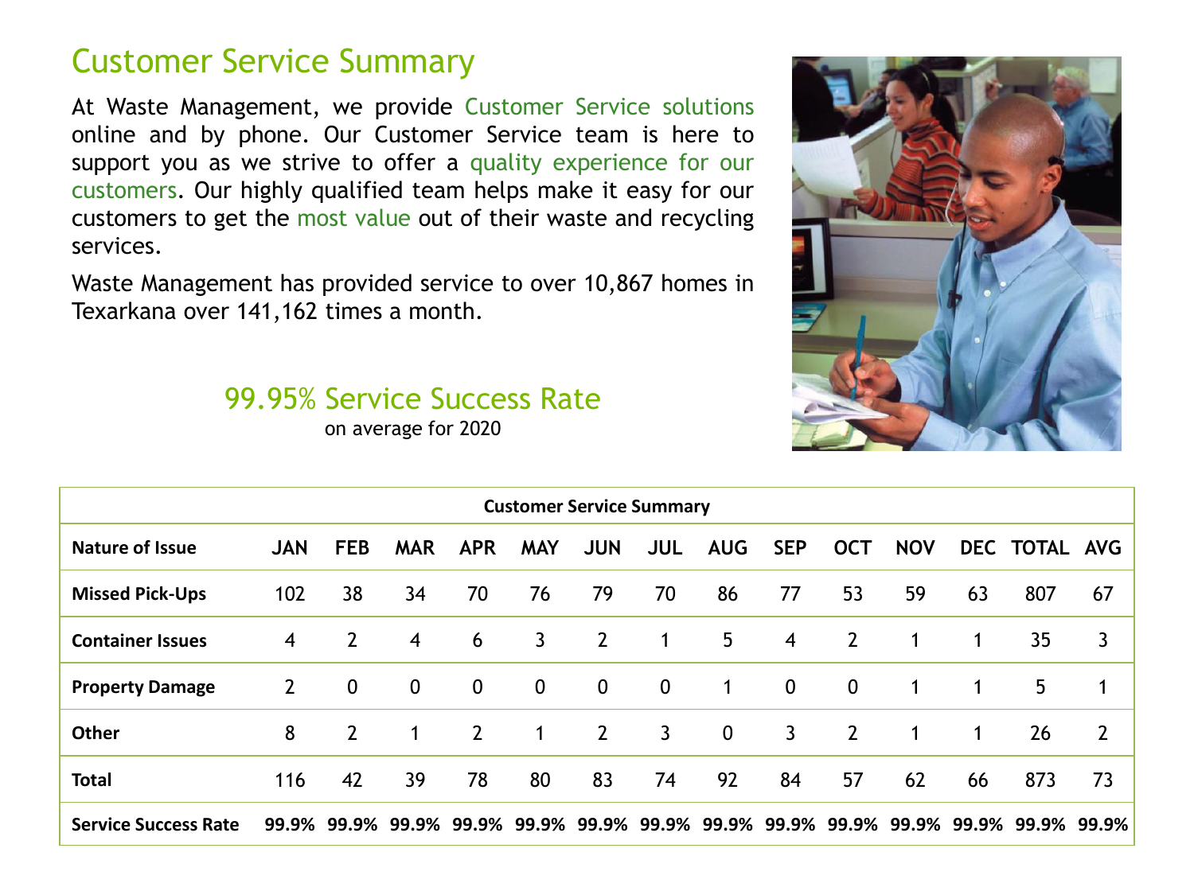# Customer Service Summary

At Waste Management, we provide Customer Service solutions online and by phone. Our Customer Service team is here to support you as we strive to offer a quality experience for our customers. Our highly qualified team helps make it easy for our customers to get the most value out of their waste and recycling services.

Waste Management has provided service to over 10,867 homes in Texarkana over 141,162 times a month.

## 99.95% Service Success Rate

on average for 2020

| Customer Service Summary | | | | | | | | | | | | | | |
|---|---|---|---|---|---|---|---|---|---|---|---|---|---|---|
| **Nature of Issue** | **JAN** | **FEB** | **MAR** | **APR** | **MAY** | **JUN** | **JUL** | **AUG** | **SEP** | **OCT** | **NOV** | **DEC** | **TOTAL** | **AVG** |
| **Missed Pick-Ups** | 102 | 38 | 34 | 70 | 76 | 79 | 70 | 86 | 77 | 53 | 59 | 63 | 807 | 67 |
| **Container Issues** | 4 | 2 | 4 | 6 | 3 | 2 | 1 | 5 | 4 | 2 | 1 | 1 | 35 | 3 |
| **Property Damage** | 2 | 0 | 0 | 0 | 0 | 0 | 0 | 1 | 0 | 0 | 1 | 1 | 5 | 1 |
| **Other** | 8 | 2 | 1 | 2 | 1 | 2 | 3 | 0 | 3 | 2 | 1 | 1 | 26 | 2 |
| **Total** | 116 | 42 | 39 | 78 | 80 | 83 | 74 | 92 | 84 | 57 | 62 | 66 | 873 | 73 |
| **Service Success Rate** | **99.9%** | **99.9%** | **99.9%** | **99.9%** | **99.9%** | **99.9%** | **99.9%** | **99.9%** | **99.9%** | **99.9%** | **99.9%** | **99.9%** | **99.9%** | **99.9%** |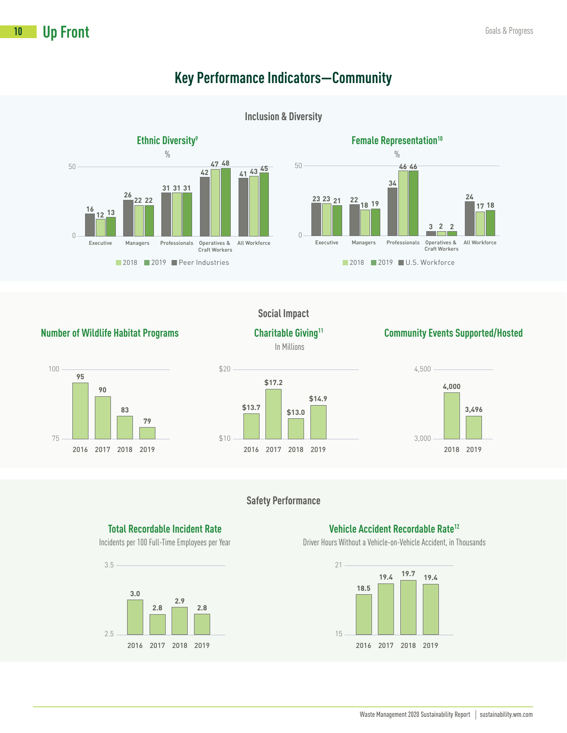# Key Performance Indicators—Community

## Inclusion & Diversity

### Ethnic Diversity[9]

%

50
0

16 12 13
26 22 22
31 31 31
42 47 48
41 43 45

Executive
Managers
Professionals
Operatives & Craft Workers
All Workforce

2018 2019 Peer Industries

### Female Representation[10]

%

50
0

23 23 21
22 18 19
34 46 46
3 2 2
24 17 18

Executive
Managers
Professionals
Operatives & Craft Workers
All Workforce

2018 2019 U.S. Workforce

## Social Impact

### Number of Wildlife Habitat Programs

100
75

95 90 83 79

2016 2017 2018 2019

### Charitable Giving[11]

In Millions

$20
$10

$13.7 $17.2 $13.0 $14.9

2016 2017 2018 2019

### Community Events Supported/Hosted

4,500
3,000

4,000 3,496

2018 2019

## Safety Performance

### Total Recordable Incident Rate

Incidents per 100 Full-Time Employees per Year

3.5
2.5

3.0 2.8 2.9 2.8

2016 2017 2018 2019

### Vehicle Accident Recordable Rate[12]

Driver Hours Without a Vehicle-on-Vehicle Accident, in Thousands

21
15

18.5 19.4 19.7 19.4

2016 2017 2018 2019